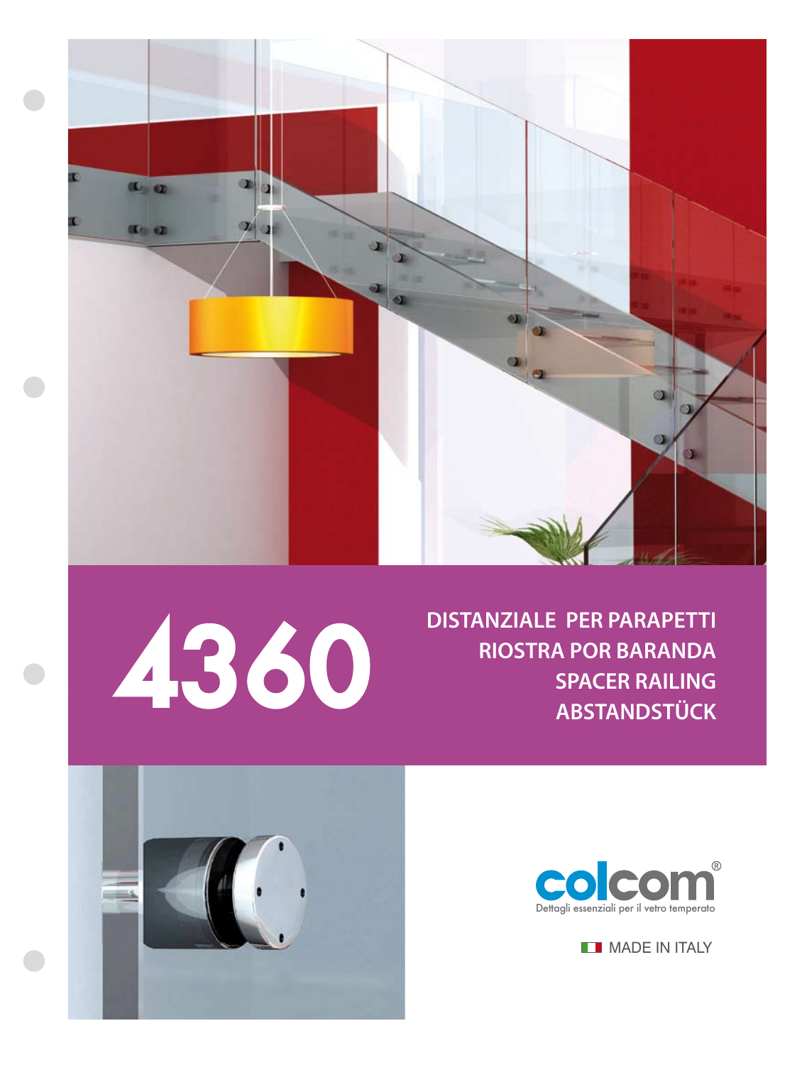# 4360

## DISTANZIALE PER PARAPETTI
## RIOSTRA POR BARANDA
## SPACER RAILING
## ABSTANDSTÜCK

colcom®
Dettagli essenziali per il vetro temperato

MADE IN ITALY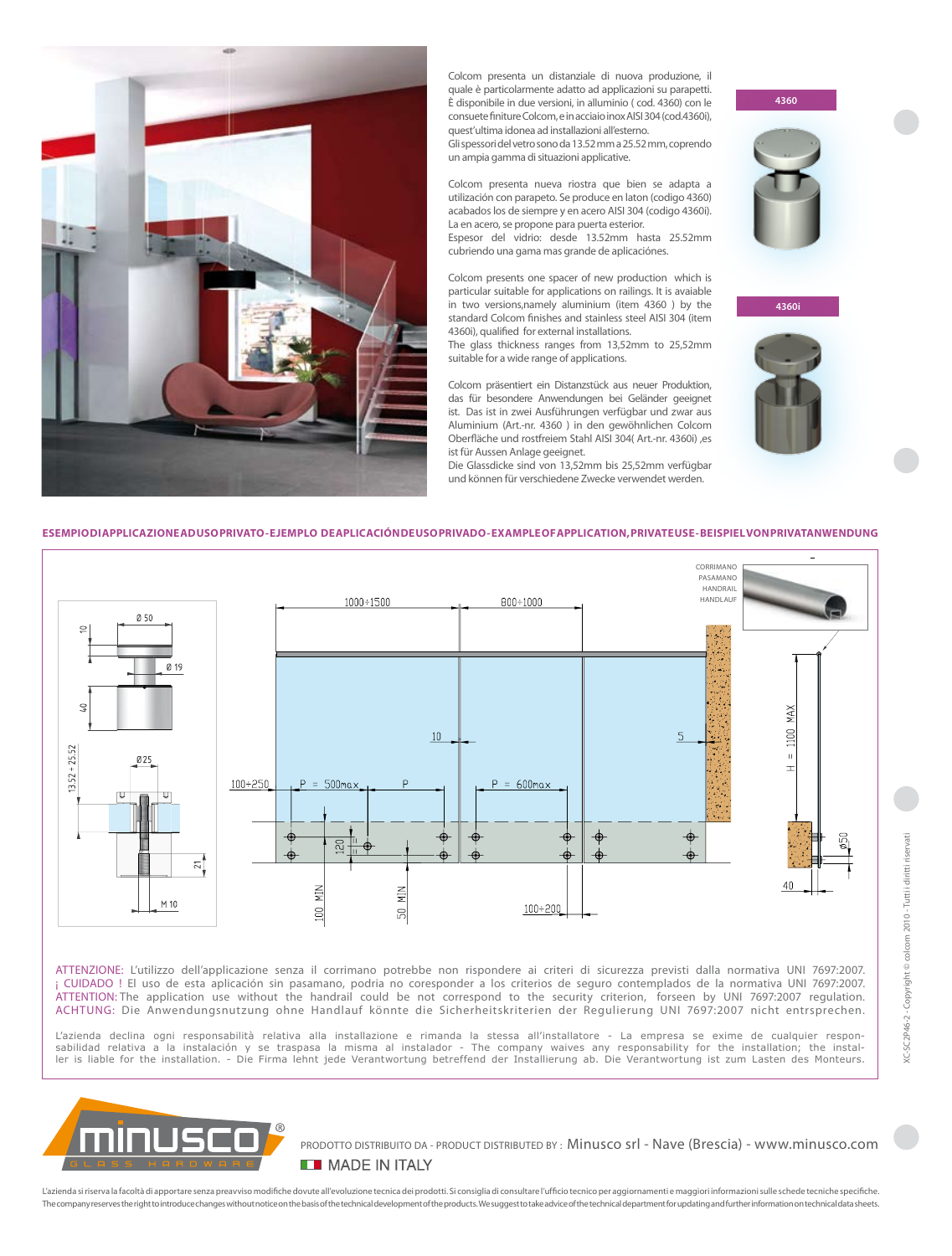Colcom presenta un distanziale di nuova produzione, il quale è particolarmente adatto ad applicazioni su parapetti. È disponibile in due versioni, in alluminio ( cod. 4360) con le consuete finiture Colcom, e in acciaio inox AISI 304 (cod.4360i), quest'ultima idonea ad installazioni all'esterno.
Gli spessori del vetro sono da 13.52 mm a 25.52 mm, coprendo un ampia gamma di situazioni applicative.

Colcom presenta nueva riostra que bien se adapta a utilización con parapeto. Se produce en laton (codigo 4360) acabados los de siempre y en acero AISI 304 (codigo 4360i).
La en acero, se propone para puerta esterior.
Espesor del vidrio: desde 13.52mm hasta 25.52mm cubriendo una gama mas grande de aplicaciónes.

Colcom presents one spacer of new production which is particular suitable for applications on railings. It is avaiable in two versions,namely aluminium (item 4360 ) by the standard Colcom finishes and stainless steel AISI 304 (item 4360i), qualified for external installations.
The glass thickness ranges from 13,52mm to 25,52mm suitable for a wide range of applications.

Colcom präsentiert ein Distanzstück aus neuer Produktion, das für besondere Anwendungen bei Geländer geeignet ist. Das ist in zwei Ausführungen verfügbar und zwar aus Aluminium (Art.-nr. 4360 ) in den gewöhnlichen Colcom Oberfläche und rostfreiem Stahl AISI 304( Art.-nr. 4360i) ,es ist für Aussen Anlage geeignet.
Die Glassdicke sind von 13,52mm bis 25,52mm verfügbar und können für verschiedene Zwecke verwendet werden.

**4360**

**4360i**

## ESEMPIO DI APPLICAZIONE AD USO PRIVATO - EJEMPLO DE APLICACIÓN DE USO PRIVADO - EXAMPLE OF APPLICATION, PRIVATE USE - BEISPIEL VON PRIVATANWENDUNG

CORRIMANO
PASAMANO
HANDRAIL
HANDLAUF

Ø 50
10
Ø 19
40
13.52 ÷ 25.52
Ø25
21
M 10

1000÷1500
800÷1000
10
5
100÷250
P = 500max
P
P = 600max
120
100 MIN
50 MIN
100÷200
H = 1100 MAX
ø50
40

ATTENZIONE: L'utilizzo dell'applicazione senza il corrimano potrebbe non rispondere ai criteri di sicurezza previsti dalla normativa UNI 7697:2007.
¡ CUIDADO ! El uso de esta aplicación sin pasamano, podria no coresponder a los criterios de seguro contemplados de la normativa UNI 7697:2007.
ATTENTION: The application use without the handrail could be not correspond to the security criterion, forseen by UNI 7697:2007 regulation.
ACHTUNG: Die Anwendungsnutzung ohne Handlauf könnte die Sicherheitskriterien der Regulierung UNI 7697:2007 nicht entrsprechen.

L'azienda declina ogni responsabilità relativa alla installazione e rimanda la stessa all'installatore - La empresa se exime de cualquier responsabilidad relativa a la instalación y se traspasa la misma al instalador - The company waives any responsability for the installation; the installer is liable for the installation. - Die Firma lehnt jede Verantwortung betreffend der Installierung ab. Die Verantwortung ist zum Lasten des Monteurs.

XC-SC2P46-2 - Copyright © colcom 2010 - Tutti i diritti riservati

minusco® GLASS HARDWARE

PRODOTTO DISTRIBUITO DA - PRODUCT DISTRIBUTED BY : Minusco srl - Nave (Brescia) - www.minusco.com

MADE IN ITALY

L'azienda si riserva la facoltà di apportare senza preavviso modifiche dovute all'evoluzione tecnica dei prodotti. Si consiglia di consultare l'ufficio tecnico per aggiornamenti e maggiori informazioni sulle schede tecniche specifiche.
The company reserves the right to introduce changes without notice on the basis of the technical development of the products. We suggest to take advice of the technical department for updating and further information on technical data sheets.